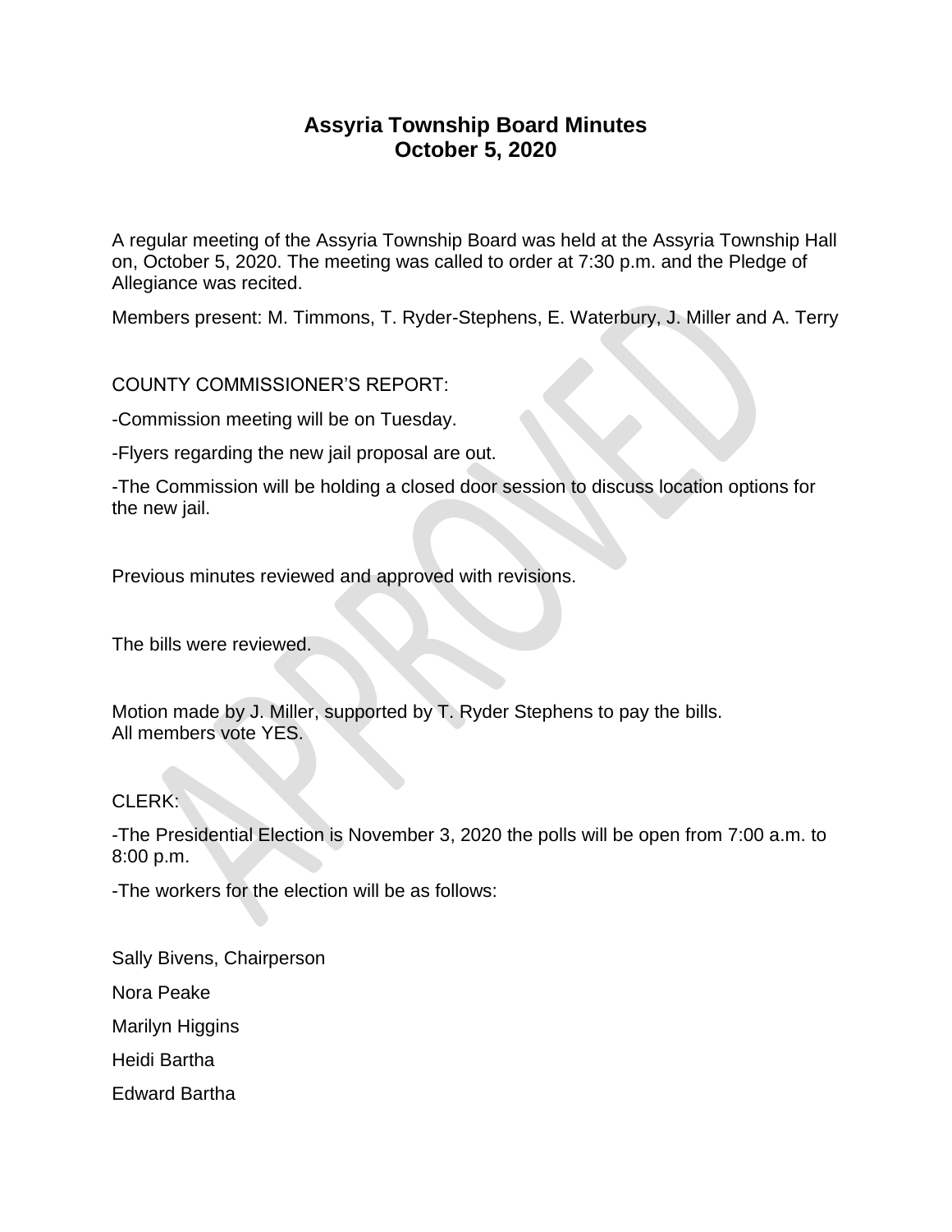# Assyria Township Board Minutes
# October 5, 2020

A regular meeting of the Assyria Township Board was held at the Assyria Township Hall on, October 5, 2020. The meeting was called to order at 7:30 p.m. and the Pledge of Allegiance was recited.

Members present: M. Timmons, T. Ryder-Stephens, E. Waterbury, J. Miller and A. Terry

COUNTY COMMISSIONER'S REPORT:

-Commission meeting will be on Tuesday.

-Flyers regarding the new jail proposal are out.

-The Commission will be holding a closed door session to discuss location options for the new jail.

Previous minutes reviewed and approved with revisions.

The bills were reviewed.

Motion made by J. Miller, supported by T. Ryder Stephens to pay the bills.
All members vote YES.

CLERK:

-The Presidential Election is November 3, 2020 the polls will be open from 7:00 a.m. to 8:00 p.m.

-The workers for the election will be as follows:

Sally Bivens, Chairperson

Nora Peake

Marilyn Higgins

Heidi Bartha

Edward Bartha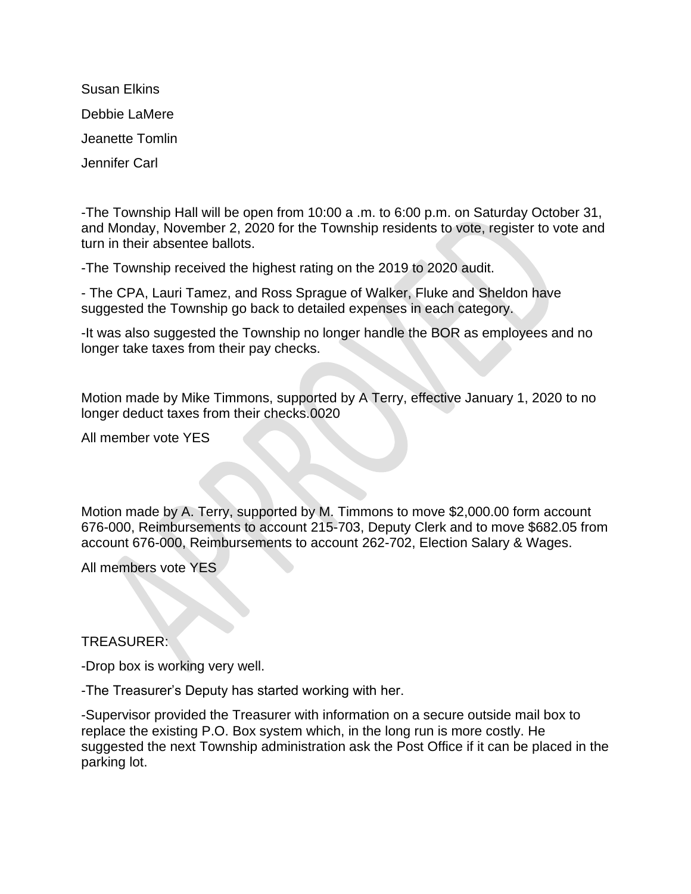Susan Elkins

Debbie LaMere

Jeanette Tomlin

Jennifer Carl

-The Township Hall will be open from 10:00 a .m. to 6:00 p.m. on Saturday October 31, and Monday, November 2, 2020 for the Township residents to vote, register to vote and turn in their absentee ballots.

-The Township received the highest rating on the 2019 to 2020 audit.

- The CPA, Lauri Tamez, and Ross Sprague of Walker, Fluke and Sheldon have suggested the Township go back to detailed expenses in each category.

-It was also suggested the Township no longer handle the BOR as employees and no longer take taxes from their pay checks.

Motion made by Mike Timmons, supported by A Terry, effective January 1, 2020 to no longer deduct taxes from their checks.0020

All member vote YES

Motion made by A. Terry, supported by M. Timmons to move $2,000.00 form account 676-000, Reimbursements to account 215-703, Deputy Clerk and to move $682.05 from account 676-000, Reimbursements to account 262-702, Election Salary & Wages.

All members vote YES

TREASURER:

-Drop box is working very well.

-The Treasurer's Deputy has started working with her.

-Supervisor provided the Treasurer with information on a secure outside mail box to replace the existing P.O. Box system which, in the long run is more costly. He suggested the next Township administration ask the Post Office if it can be placed in the parking lot.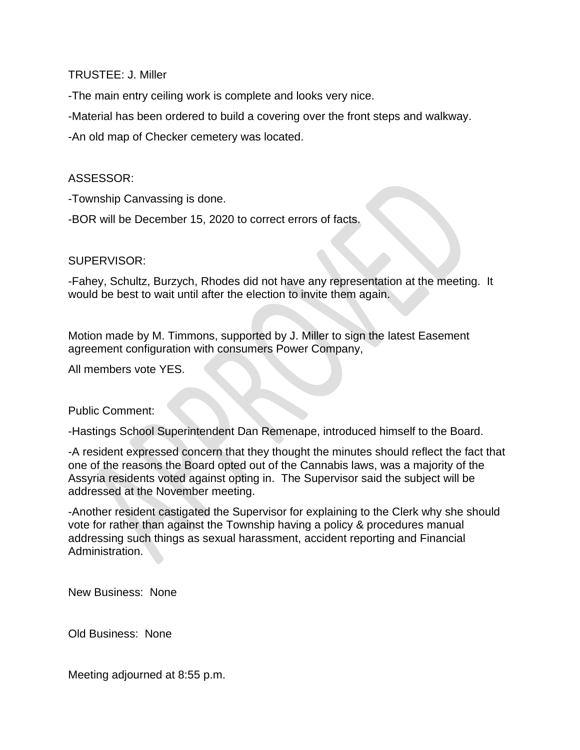TRUSTEE: J. Miller

-The main entry ceiling work is complete and looks very nice.

-Material has been ordered to build a covering over the front steps and walkway.

-An old map of Checker cemetery was located.

ASSESSOR:

-Township Canvassing is done.

-BOR will be December 15, 2020 to correct errors of facts.

SUPERVISOR:

-Fahey, Schultz, Burzych, Rhodes did not have any representation at the meeting. It would be best to wait until after the election to invite them again.

Motion made by M. Timmons, supported by J. Miller to sign the latest Easement agreement configuration with consumers Power Company,

All members vote YES.

Public Comment:

-Hastings School Superintendent Dan Remenape, introduced himself to the Board.

-A resident expressed concern that they thought the minutes should reflect the fact that one of the reasons the Board opted out of the Cannabis laws, was a majority of the Assyria residents voted against opting in. The Supervisor said the subject will be addressed at the November meeting.

-Another resident castigated the Supervisor for explaining to the Clerk why she should vote for rather than against the Township having a policy & procedures manual addressing such things as sexual harassment, accident reporting and Financial Administration.

New Business: None

Old Business: None

Meeting adjourned at 8:55 p.m.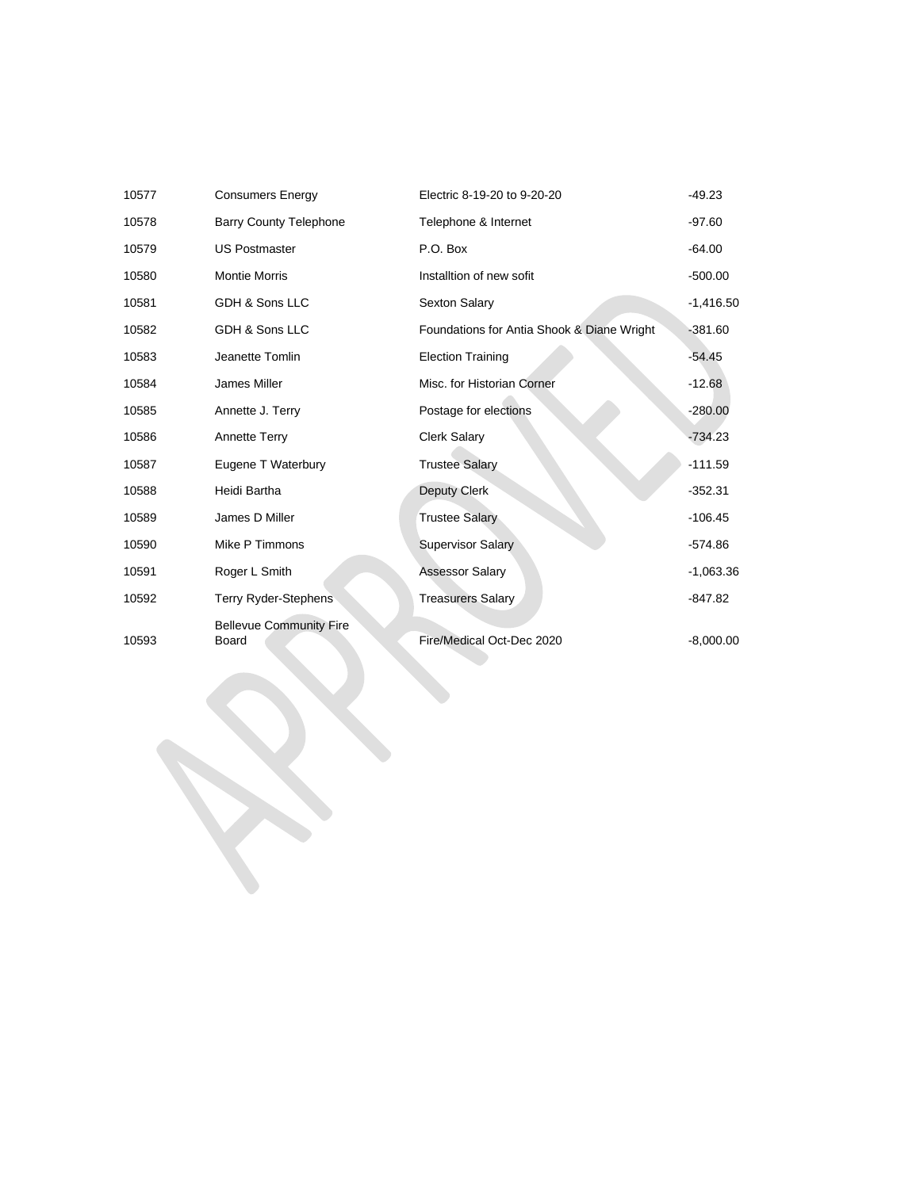| | | | |
|---|---|---|---|
| 10577 | Consumers Energy | Electric 8-19-20 to 9-20-20 | -49.23 |
| 10578 | Barry County Telephone | Telephone & Internet | -97.60 |
| 10579 | US Postmaster | P.O. Box | -64.00 |
| 10580 | Montie Morris | Installtion of new sofit | -500.00 |
| 10581 | GDH & Sons LLC | Sexton Salary | -1,416.50 |
| 10582 | GDH & Sons LLC | Foundations for Antia Shook & Diane Wright | -381.60 |
| 10583 | Jeanette Tomlin | Election Training | -54.45 |
| 10584 | James Miller | Misc. for Historian Corner | -12.68 |
| 10585 | Annette J. Terry | Postage for elections | -280.00 |
| 10586 | Annette Terry | Clerk Salary | -734.23 |
| 10587 | Eugene T Waterbury | Trustee Salary | -111.59 |
| 10588 | Heidi Bartha | Deputy Clerk | -352.31 |
| 10589 | James D Miller | Trustee Salary | -106.45 |
| 10590 | Mike P Timmons | Supervisor Salary | -574.86 |
| 10591 | Roger L Smith | Assessor Salary | -1,063.36 |
| 10592 | Terry Ryder-Stephens | Treasurers Salary | -847.82 |
| 10593 | Bellevue Community Fire Board | Fire/Medical Oct-Dec 2020 | -8,000.00 |

APPROVED